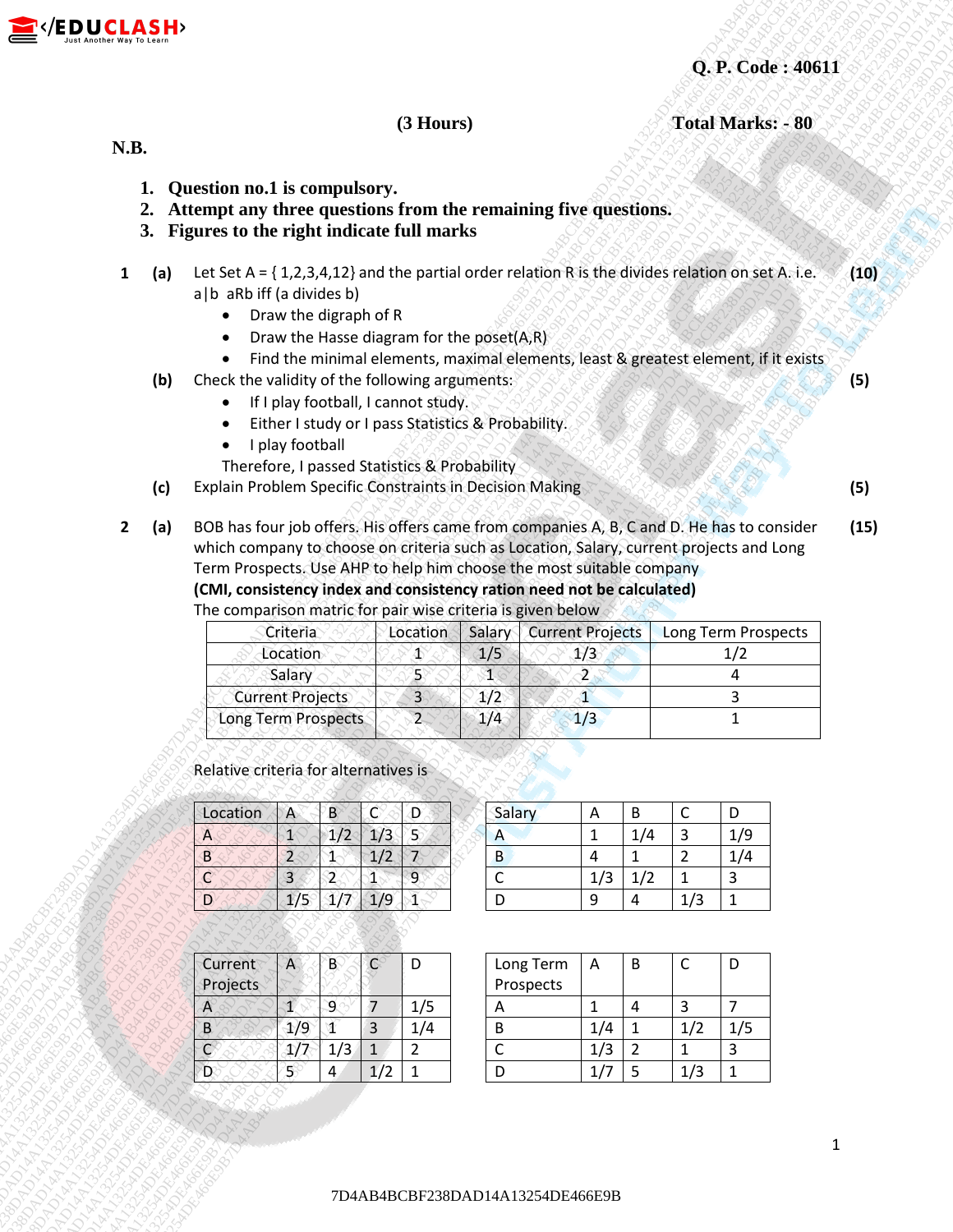**Q. P. Code : 40611**

**(3 Hours)** **Total Marks: - 80**

**N.B.**

1. **Question no.1 is compulsory.**
2. **Attempt any three questions from the remaining five questions.**
3. **Figures to the right indicate full marks**

**1 (a)** Let Set A = { 1,2,3,4,12} and the partial order relation R is the divides relation on set A. i.e. a|b aRb iff (a divides b) **(10)**

- Draw the digraph of R
- Draw the Hasse diagram for the poset(A,R)
- Find the minimal elements, maximal elements, least & greatest element, if it exists

**(b)** Check the validity of the following arguments: **(5)**

- If I play football, I cannot study.
- Either I study or I pass Statistics & Probability.
- I play football

Therefore, I passed Statistics & Probability

**(c)** Explain Problem Specific Constraints in Decision Making **(5)**

**2 (a)** BOB has four job offers. His offers came from companies A, B, C and D. He has to consider which company to choose on criteria such as Location, Salary, current projects and Long Term Prospects. Use AHP to help him choose the most suitable company **(15)**

**(CMI, consistency index and consistency ration need not be calculated)**

The comparison matric for pair wise criteria is given below

| Criteria | Location | Salary | Current Projects | Long Term Prospects |
|---|---|---|---|---|
| Location | 1 | 1/5 | 1/3 | 1/2 |
| Salary | 5 | 1 | 2 | 4 |
| Current Projects | 3 | 1/2 | 1 | 3 |
| Long Term Prospects | 2 | 1/4 | 1/3 | 1 |

Relative criteria for alternatives is

| Location | A | B | C | D |
|---|---|---|---|---|
| A | 1 | 1/2 | 1/3 | 5 |
| B | 2 | 1 | 1/2 | 7 |
| C | 3 | 2 | 1 | 9 |
| D | 1/5 | 1/7 | 1/9 | 1 |

| Salary | A | B | C | D |
|---|---|---|---|---|
| A | 1 | 1/4 | 3 | 1/9 |
| B | 4 | 1 | 2 | 1/4 |
| C | 1/3 | 1/2 | 1 | 3 |
| D | 9 | 4 | 1/3 | 1 |

| Current Projects | A | B | C | D |
|---|---|---|---|---|
| A | 1 | 9 | 7 | 1/5 |
| B | 1/9 | 1 | 3 | 1/4 |
| C | 1/7 | 1/3 | 1 | 2 |
| D | 5 | 4 | 1/2 | 1 |

| Long Term Prospects | A | B | C | D |
|---|---|---|---|---|
| A | 1 | 4 | 3 | 7 |
| B | 1/4 | 1 | 1/2 | 1/5 |
| C | 1/3 | 2 | 1 | 3 |
| D | 1/7 | 5 | 1/3 | 1 |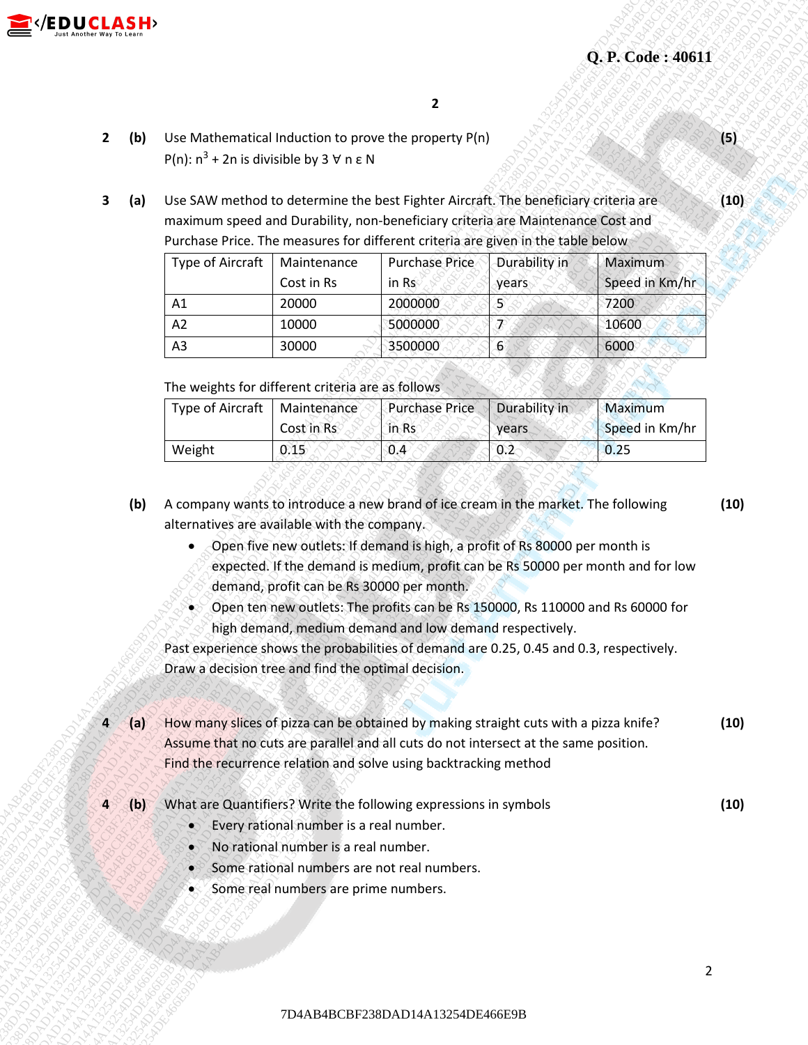Q. P. Code : 40611

2 (b) Use Mathematical Induction to prove the property P(n) **(5)**

P(n): $n^3 + 2n$ is divisible by 3 $\forall$ n ε N

3 (a) Use SAW method to determine the best Fighter Aircraft. The beneficiary criteria are maximum speed and Durability, non-beneficiary criteria are Maintenance Cost and Purchase Price. The measures for different criteria are given in the table below **(10)**

| Type of Aircraft | Maintenance Cost in Rs | Purchase Price in Rs | Durability in years | Maximum Speed in Km/hr |
|---|---|---|---|---|
| A1 | 20000 | 2000000 | 5 | 7200 |
| A2 | 10000 | 5000000 | 7 | 10600 |
| A3 | 30000 | 3500000 | 6 | 6000 |

The weights for different criteria are as follows

| Type of Aircraft | Maintenance Cost in Rs | Purchase Price in Rs | Durability in years | Maximum Speed in Km/hr |
|---|---|---|---|---|
| Weight | 0.15 | 0.4 | 0.2 | 0.25 |

(b) A company wants to introduce a new brand of ice cream in the market. The following alternatives are available with the company. **(10)**

- Open five new outlets: If demand is high, a profit of Rs 80000 per month is expected. If the demand is medium, profit can be Rs 50000 per month and for low demand, profit can be Rs 30000 per month.
- Open ten new outlets: The profits can be Rs 150000, Rs 110000 and Rs 60000 for high demand, medium demand and low demand respectively.

Past experience shows the probabilities of demand are 0.25, 0.45 and 0.3, respectively. Draw a decision tree and find the optimal decision.

4 (a) How many slices of pizza can be obtained by making straight cuts with a pizza knife? Assume that no cuts are parallel and all cuts do not intersect at the same position. Find the recurrence relation and solve using backtracking method **(10)**

4 (b) What are Quantifiers? Write the following expressions in symbols **(10)**

- Every rational number is a real number.
- No rational number is a real number.
- Some rational numbers are not real numbers.
- Some real numbers are prime numbers.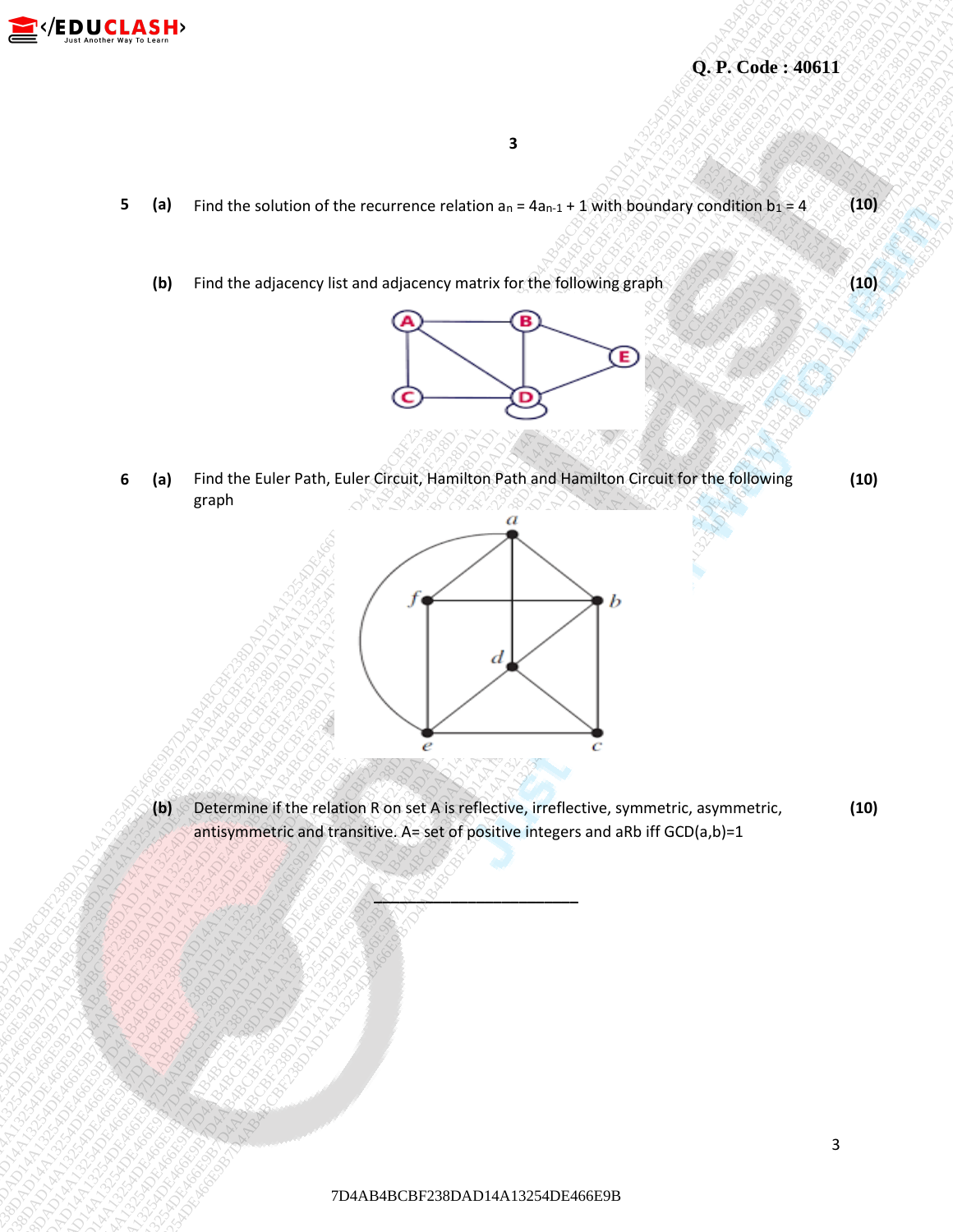**5 (a)** Find the solution of the recurrence relation $a_n = 4a_{n-1} + 1$ with boundary condition $b_1 = 4$ **(10)**

**(b)** Find the adjacency list and adjacency matrix for the following graph **(10)**

A
B
E
C
D

**6 (a)** Find the Euler Path, Euler Circuit, Hamilton Path and Hamilton Circuit for the following graph **(10)**

a
f
b
d
e
c

**(b)** Determine if the relation R on set A is reflective, irreflective, symmetric, asymmetric, antisymmetric and transitive. A= set of positive integers and aRb iff GCD(a,b)=1 **(10)**

---